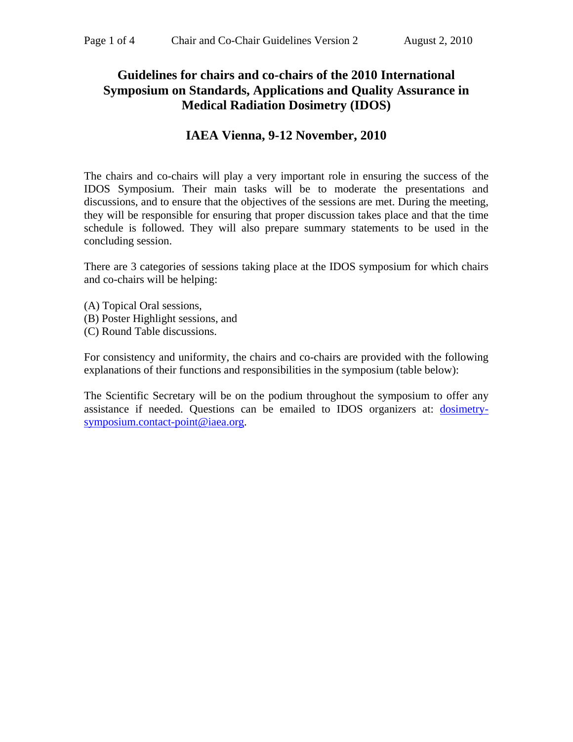# Guidelines for chairs and co-chairs of the 2010 International Symposium on Standards, Applications and Quality Assurance in Medical Radiation Dosimetry (IDOS)

## IAEA Vienna, 9-12 November, 2010

The chairs and co-chairs will play a very important role in ensuring the success of the IDOS Symposium. Their main tasks will be to moderate the presentations and discussions, and to ensure that the objectives of the sessions are met. During the meeting, they will be responsible for ensuring that proper discussion takes place and that the time schedule is followed. They will also prepare summary statements to be used in the concluding session.

There are 3 categories of sessions taking place at the IDOS symposium for which chairs and co-chairs will be helping:

(A) Topical Oral sessions,
(B) Poster Highlight sessions, and
(C) Round Table discussions.

For consistency and uniformity, the chairs and co-chairs are provided with the following explanations of their functions and responsibilities in the symposium (table below):

The Scientific Secretary will be on the podium throughout the symposium to offer any assistance if needed. Questions can be emailed to IDOS organizers at: dosimetry-symposium.contact-point@iaea.org.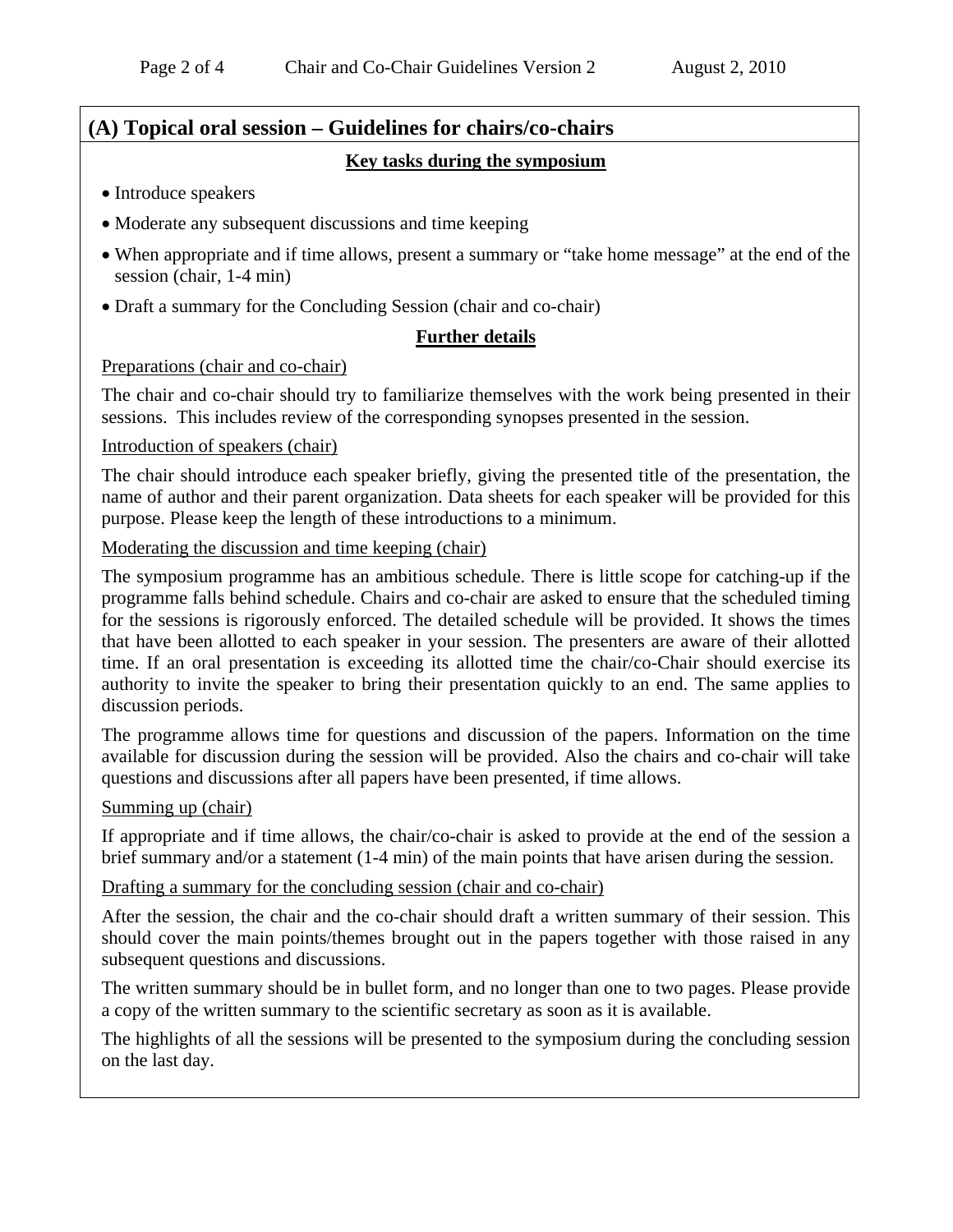## (A) Topical oral session – Guidelines for chairs/co-chairs

**Key tasks during the symposium**

- Introduce speakers
- Moderate any subsequent discussions and time keeping
- When appropriate and if time allows, present a summary or "take home message" at the end of the session (chair, 1-4 min)
- Draft a summary for the Concluding Session (chair and co-chair)

**Further details**

Preparations (chair and co-chair)

The chair and co-chair should try to familiarize themselves with the work being presented in their sessions. This includes review of the corresponding synopses presented in the session.

Introduction of speakers (chair)

The chair should introduce each speaker briefly, giving the presented title of the presentation, the name of author and their parent organization. Data sheets for each speaker will be provided for this purpose. Please keep the length of these introductions to a minimum.

Moderating the discussion and time keeping (chair)

The symposium programme has an ambitious schedule. There is little scope for catching-up if the programme falls behind schedule. Chairs and co-chair are asked to ensure that the scheduled timing for the sessions is rigorously enforced. The detailed schedule will be provided. It shows the times that have been allotted to each speaker in your session. The presenters are aware of their allotted time. If an oral presentation is exceeding its allotted time the chair/co-Chair should exercise its authority to invite the speaker to bring their presentation quickly to an end. The same applies to discussion periods.

The programme allows time for questions and discussion of the papers. Information on the time available for discussion during the session will be provided. Also the chairs and co-chair will take questions and discussions after all papers have been presented, if time allows.

Summing up (chair)

If appropriate and if time allows, the chair/co-chair is asked to provide at the end of the session a brief summary and/or a statement (1-4 min) of the main points that have arisen during the session.

Drafting a summary for the concluding session (chair and co-chair)

After the session, the chair and the co-chair should draft a written summary of their session. This should cover the main points/themes brought out in the papers together with those raised in any subsequent questions and discussions.

The written summary should be in bullet form, and no longer than one to two pages. Please provide a copy of the written summary to the scientific secretary as soon as it is available.

The highlights of all the sessions will be presented to the symposium during the concluding session on the last day.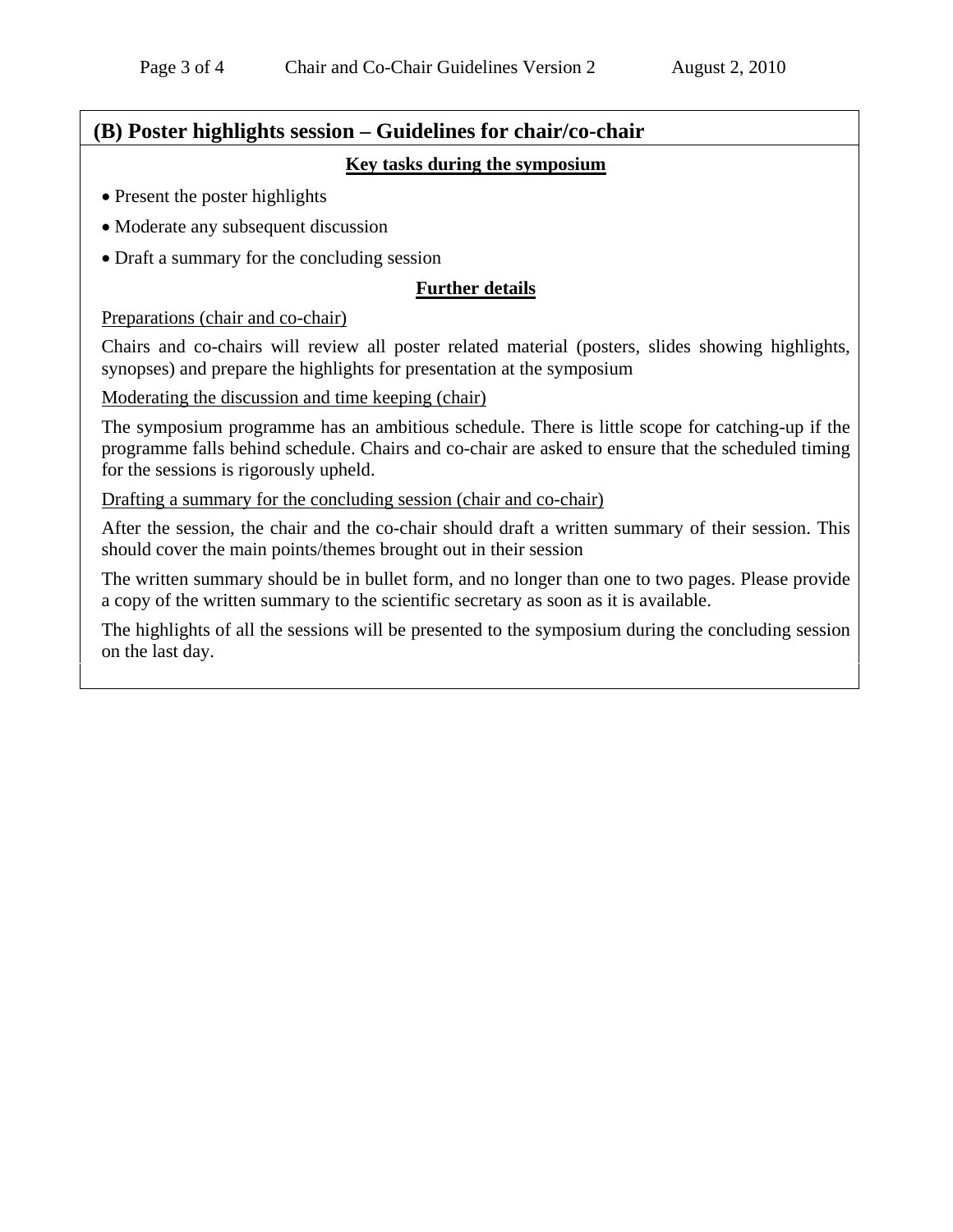## (B) Poster highlights session – Guidelines for chair/co-chair

**Key tasks during the symposium**

- Present the poster highlights
- Moderate any subsequent discussion
- Draft a summary for the concluding session

**Further details**

Preparations (chair and co-chair)

Chairs and co-chairs will review all poster related material (posters, slides showing highlights, synopses) and prepare the highlights for presentation at the symposium

Moderating the discussion and time keeping (chair)

The symposium programme has an ambitious schedule. There is little scope for catching-up if the programme falls behind schedule. Chairs and co-chair are asked to ensure that the scheduled timing for the sessions is rigorously upheld.

Drafting a summary for the concluding session (chair and co-chair)

After the session, the chair and the co-chair should draft a written summary of their session. This should cover the main points/themes brought out in their session

The written summary should be in bullet form, and no longer than one to two pages. Please provide a copy of the written summary to the scientific secretary as soon as it is available.

The highlights of all the sessions will be presented to the symposium during the concluding session on the last day.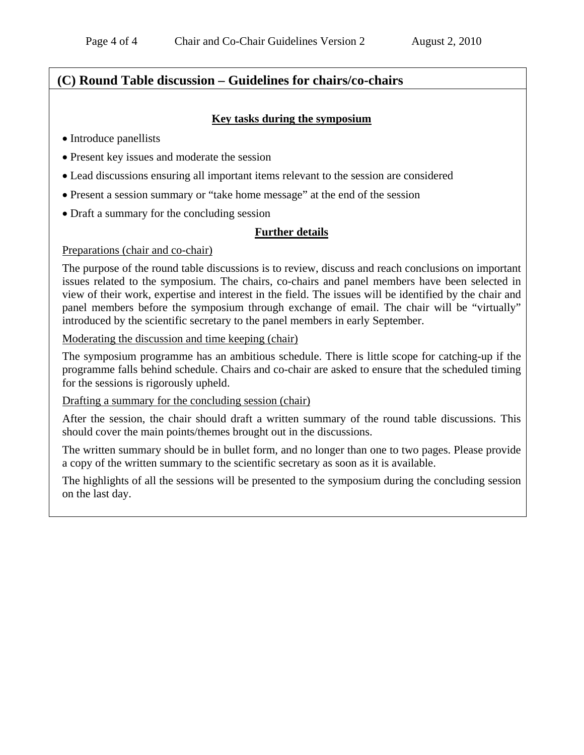## (C) Round Table discussion – Guidelines for chairs/co-chairs

**Key tasks during the symposium**

- Introduce panellists
- Present key issues and moderate the session
- Lead discussions ensuring all important items relevant to the session are considered
- Present a session summary or "take home message" at the end of the session
- Draft a summary for the concluding session

**Further details**

Preparations (chair and co-chair)

The purpose of the round table discussions is to review, discuss and reach conclusions on important issues related to the symposium. The chairs, co-chairs and panel members have been selected in view of their work, expertise and interest in the field. The issues will be identified by the chair and panel members before the symposium through exchange of email. The chair will be "virtually" introduced by the scientific secretary to the panel members in early September.

Moderating the discussion and time keeping (chair)

The symposium programme has an ambitious schedule. There is little scope for catching-up if the programme falls behind schedule. Chairs and co-chair are asked to ensure that the scheduled timing for the sessions is rigorously upheld.

Drafting a summary for the concluding session (chair)

After the session, the chair should draft a written summary of the round table discussions. This should cover the main points/themes brought out in the discussions.

The written summary should be in bullet form, and no longer than one to two pages. Please provide a copy of the written summary to the scientific secretary as soon as it is available.

The highlights of all the sessions will be presented to the symposium during the concluding session on the last day.